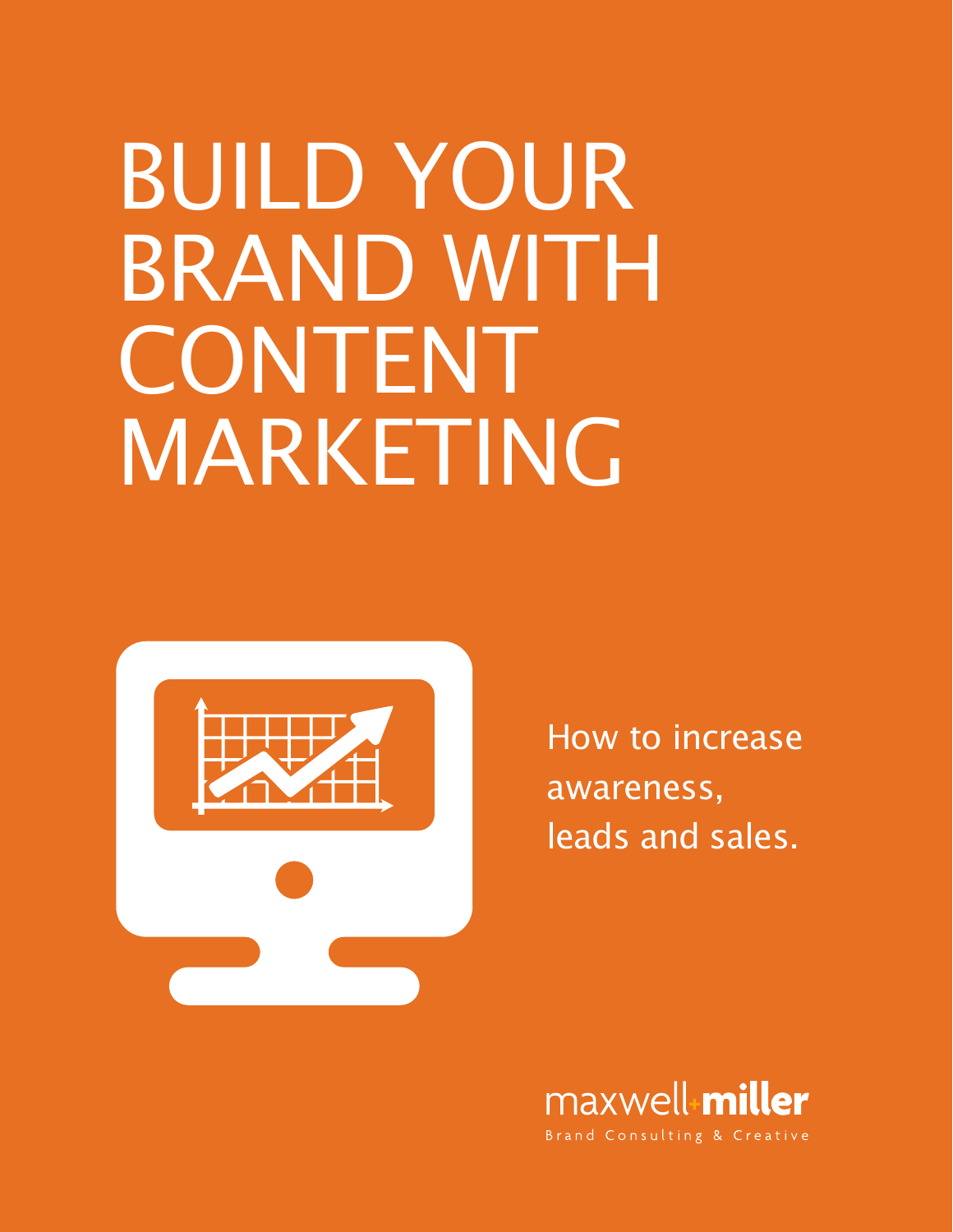# BUILD YOUR BRAND WITH CONTENT MARKETING

How to increase awareness, leads and sales.

maxwell+miller

Brand Consulting & Creative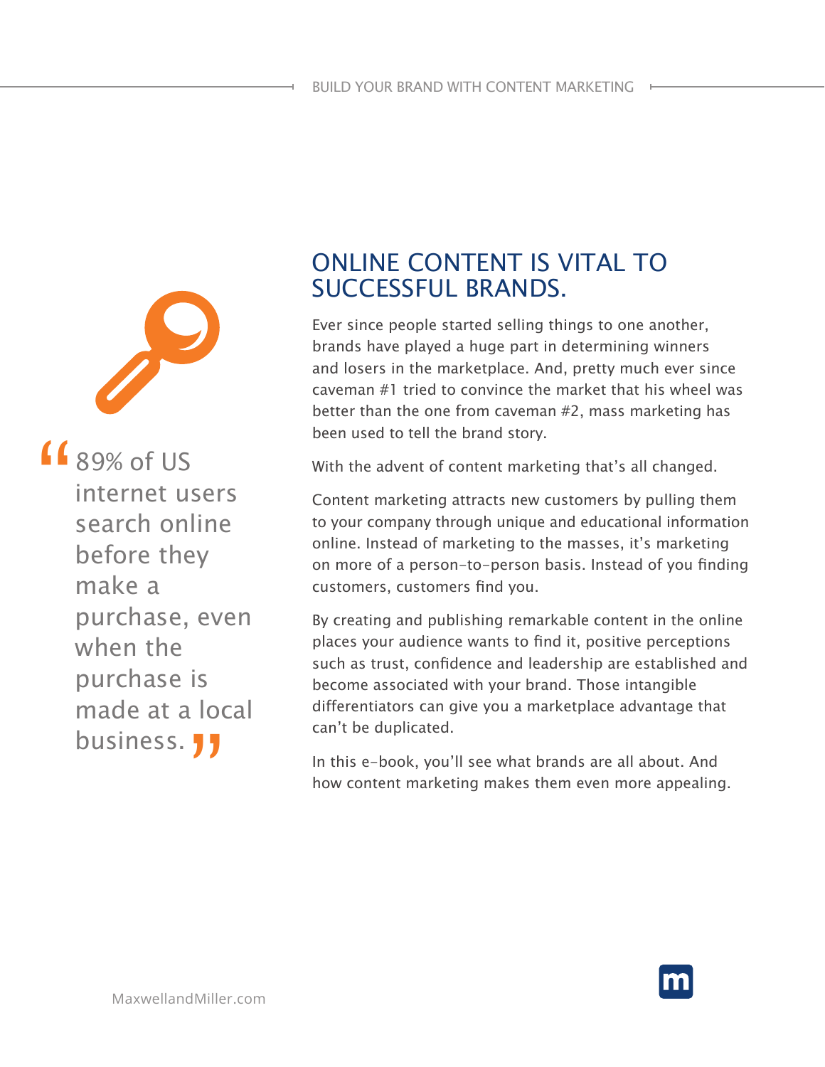> 89% of US internet users search online before they make a purchase, even when the purchase is made at a local business.

## ONLINE CONTENT IS VITAL TO SUCCESSFUL BRANDS.

Ever since people started selling things to one another, brands have played a huge part in determining winners and losers in the marketplace. And, pretty much ever since caveman #1 tried to convince the market that his wheel was better than the one from caveman #2, mass marketing has been used to tell the brand story.

With the advent of content marketing that's all changed.

Content marketing attracts new customers by pulling them to your company through unique and educational information online. Instead of marketing to the masses, it's marketing on more of a person-to-person basis. Instead of you finding customers, customers find you.

By creating and publishing remarkable content in the online places your audience wants to find it, positive perceptions such as trust, confidence and leadership are established and become associated with your brand. Those intangible differentiators can give you a marketplace advantage that can't be duplicated.

In this e-book, you'll see what brands are all about. And how content marketing makes them even more appealing.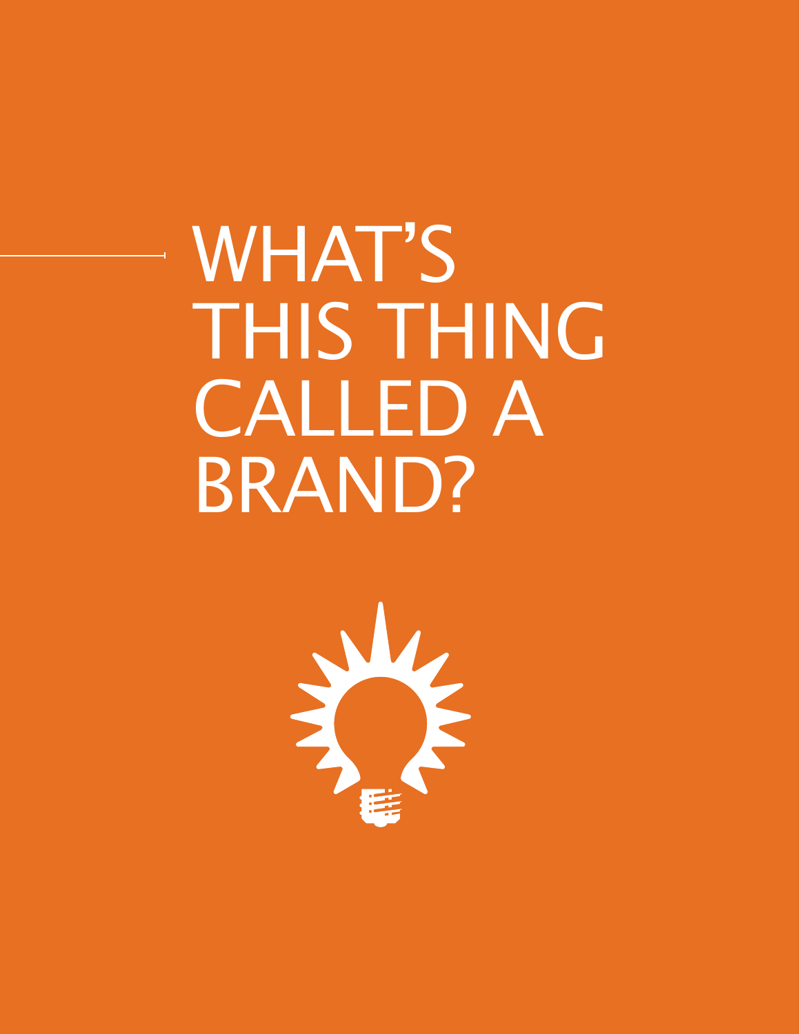# WHAT'S THIS THING CALLED A BRAND?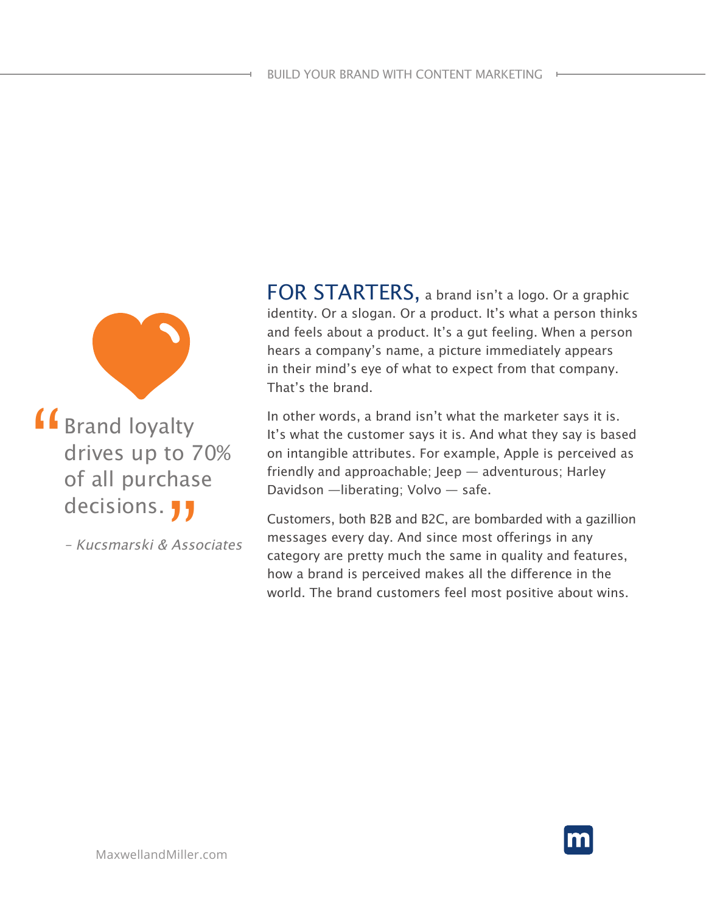> "Brand loyalty drives up to 70% of all purchase decisions."
>
> *– Kucsmarski & Associates*

**FOR STARTERS,** a brand isn't a logo. Or a graphic identity. Or a slogan. Or a product. It's what a person thinks and feels about a product. It's a gut feeling. When a person hears a company's name, a picture immediately appears in their mind's eye of what to expect from that company. That's the brand.

In other words, a brand isn't what the marketer says it is. It's what the customer says it is. And what they say is based on intangible attributes. For example, Apple is perceived as friendly and approachable; Jeep — adventurous; Harley Davidson —liberating; Volvo — safe.

Customers, both B2B and B2C, are bombarded with a gazillion messages every day. And since most offerings in any category are pretty much the same in quality and features, how a brand is perceived makes all the difference in the world. The brand customers feel most positive about wins.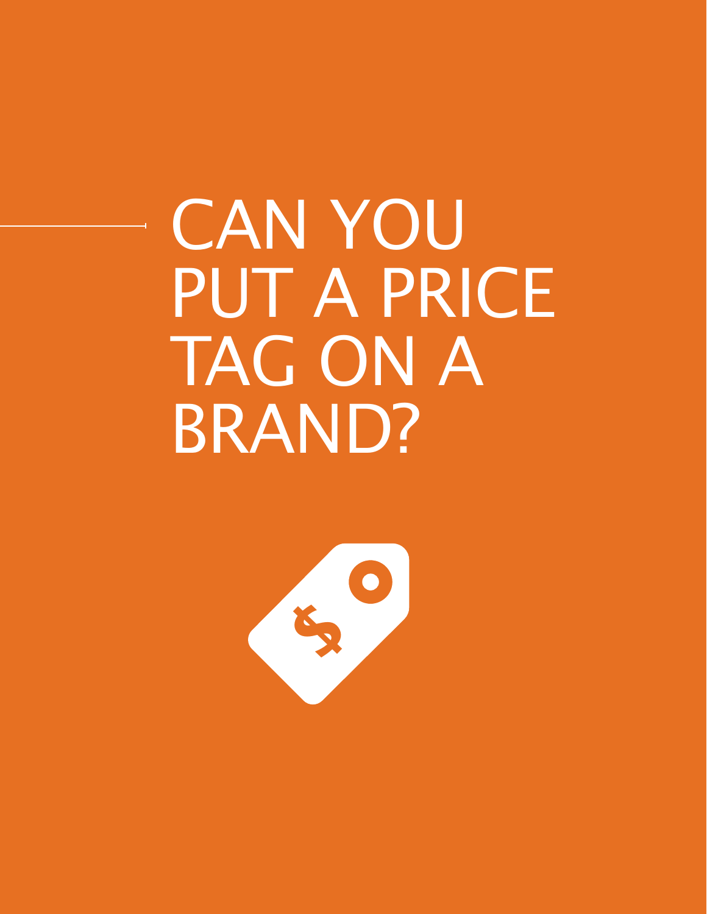# CAN YOU PUT A PRICE TAG ON A BRAND?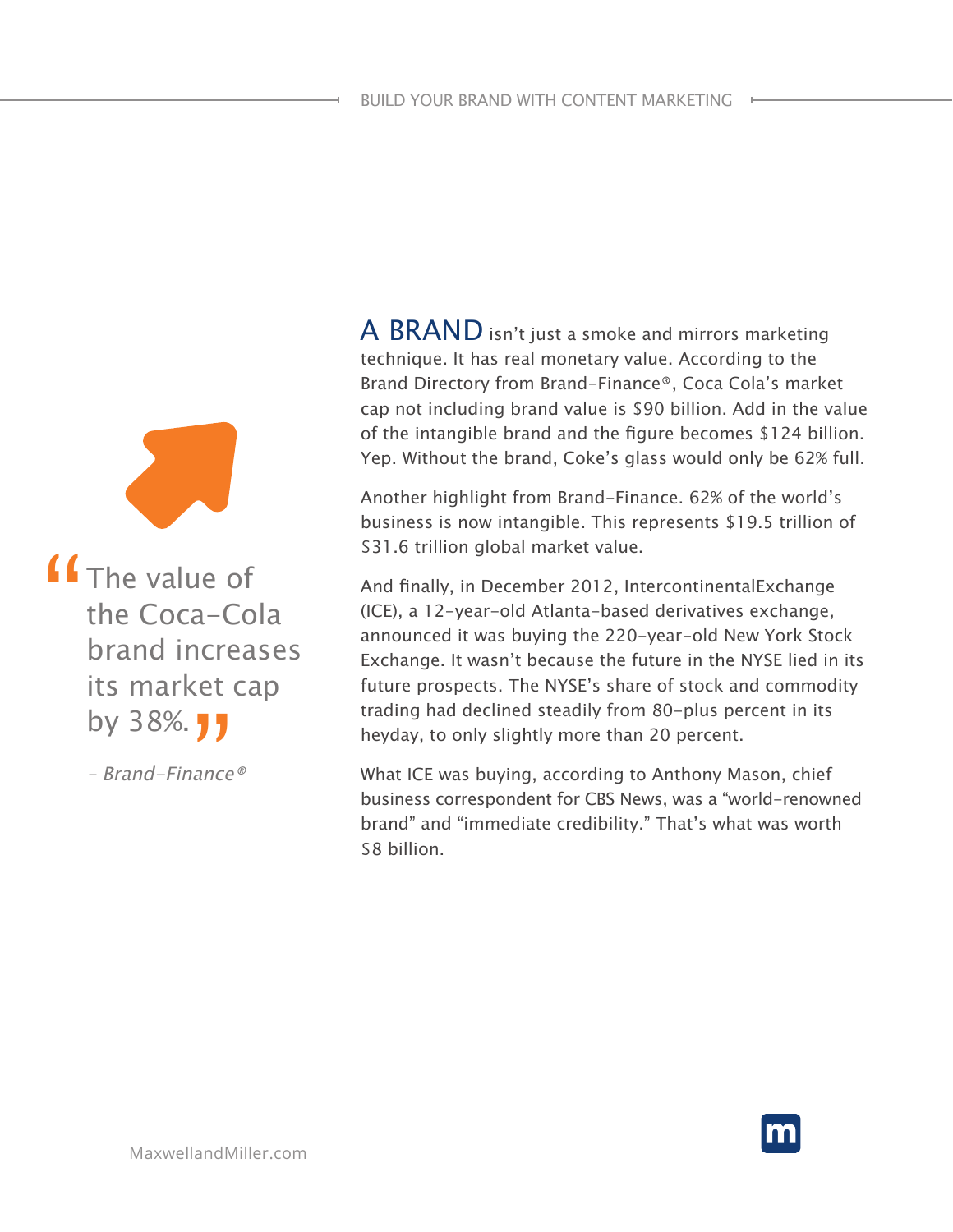> "The value of the Coca-Cola brand increases its market cap by 38%."
>
> *– Brand-Finance®*

**A BRAND** isn't just a smoke and mirrors marketing technique. It has real monetary value. According to the Brand Directory from Brand-Finance®, Coca Cola's market cap not including brand value is $90 billion. Add in the value of the intangible brand and the figure becomes $124 billion. Yep. Without the brand, Coke's glass would only be 62% full.

Another highlight from Brand-Finance. 62% of the world's business is now intangible. This represents $19.5 trillion of $31.6 trillion global market value.

And finally, in December 2012, IntercontinentalExchange (ICE), a 12-year-old Atlanta-based derivatives exchange, announced it was buying the 220-year-old New York Stock Exchange. It wasn't because the future in the NYSE lied in its future prospects. The NYSE's share of stock and commodity trading had declined steadily from 80-plus percent in its heyday, to only slightly more than 20 percent.

What ICE was buying, according to Anthony Mason, chief business correspondent for CBS News, was a "world-renowned brand" and "immediate credibility." That's what was worth $8 billion.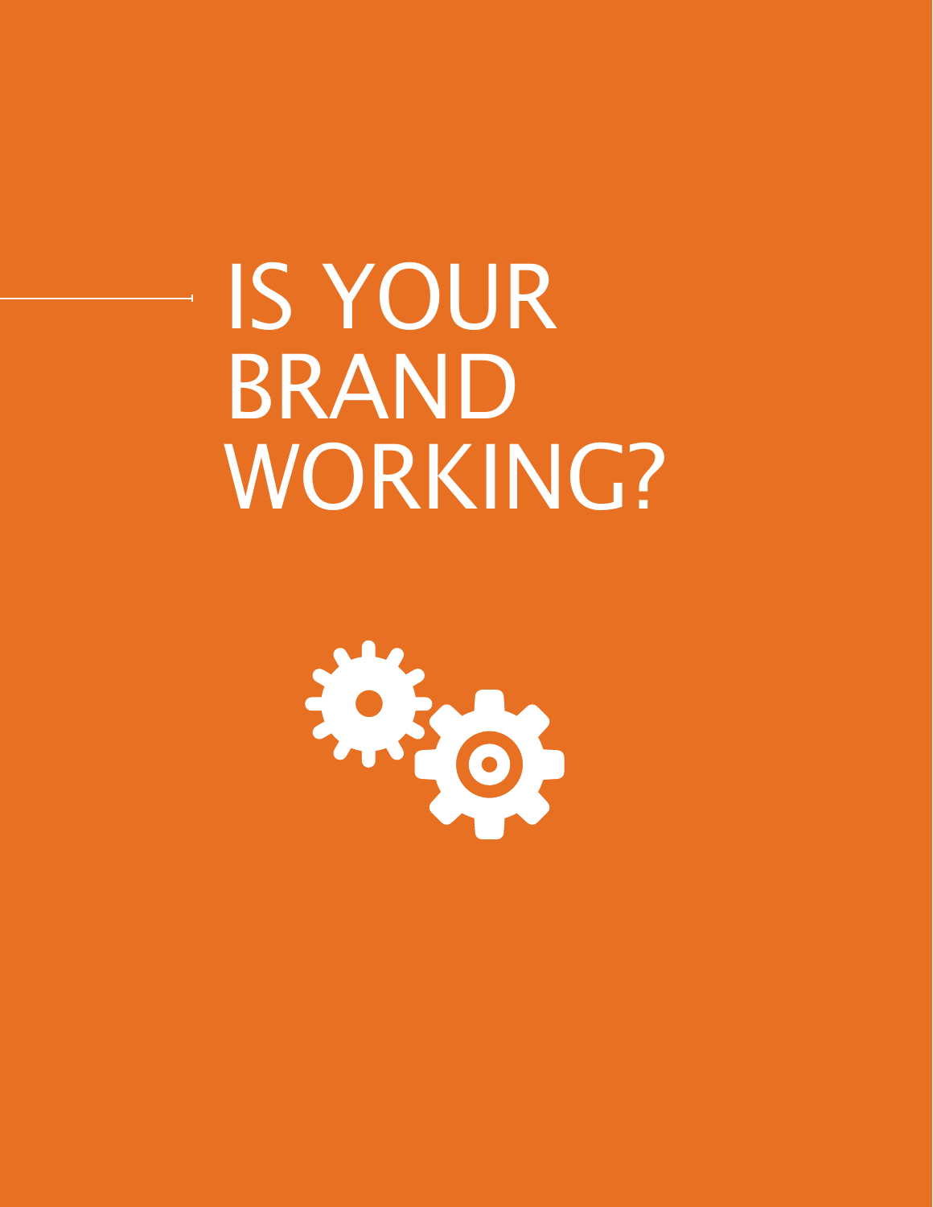# IS YOUR BRAND WORKING?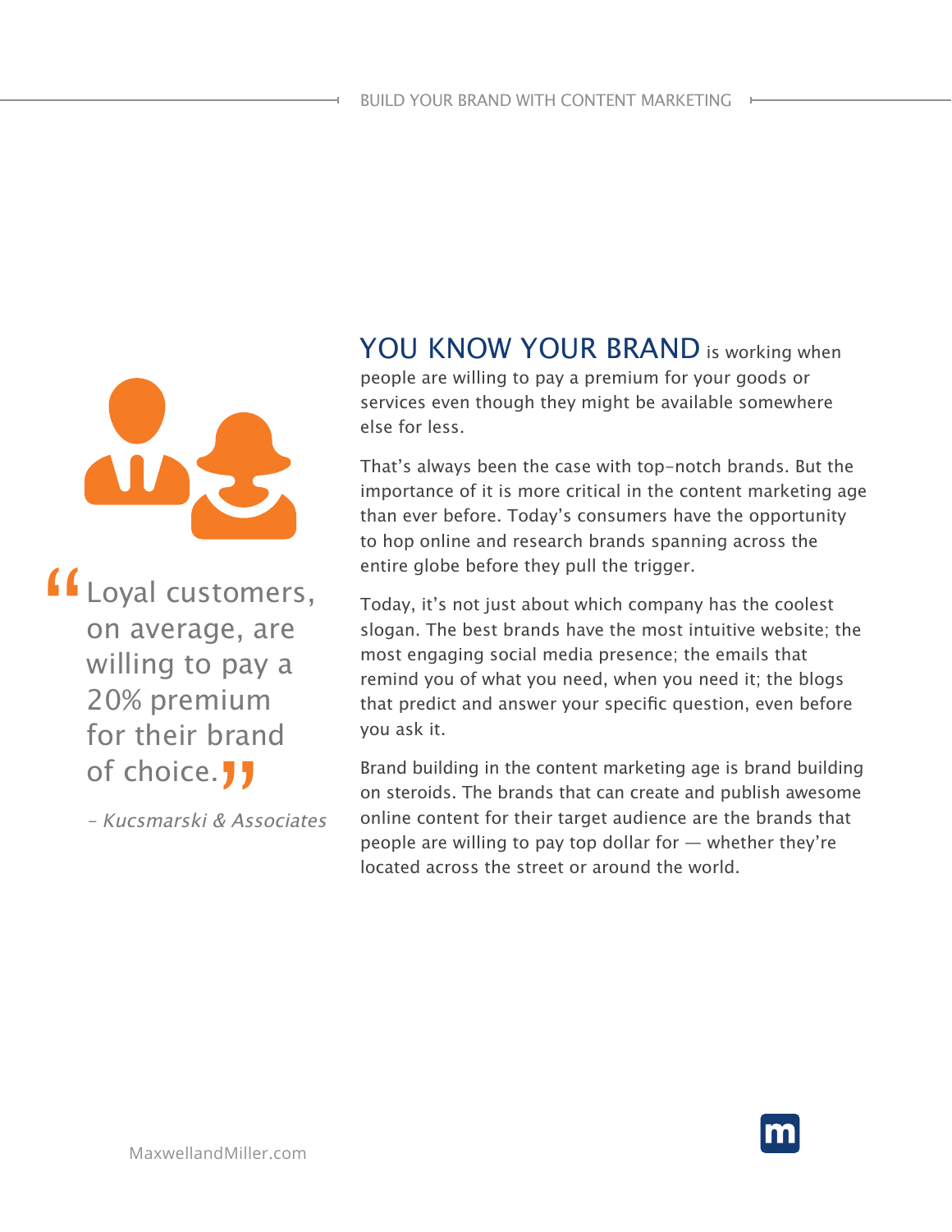> "Loyal customers, on average, are willing to pay a 20% premium for their brand of choice."
>
> *– Kucsmarski & Associates*

**YOU KNOW YOUR BRAND** is working when people are willing to pay a premium for your goods or services even though they might be available somewhere else for less.

That's always been the case with top-notch brands. But the importance of it is more critical in the content marketing age than ever before. Today's consumers have the opportunity to hop online and research brands spanning across the entire globe before they pull the trigger.

Today, it's not just about which company has the coolest slogan. The best brands have the most intuitive website; the most engaging social media presence; the emails that remind you of what you need, when you need it; the blogs that predict and answer your specific question, even before you ask it.

Brand building in the content marketing age is brand building on steroids. The brands that can create and publish awesome online content for their target audience are the brands that people are willing to pay top dollar for — whether they're located across the street or around the world.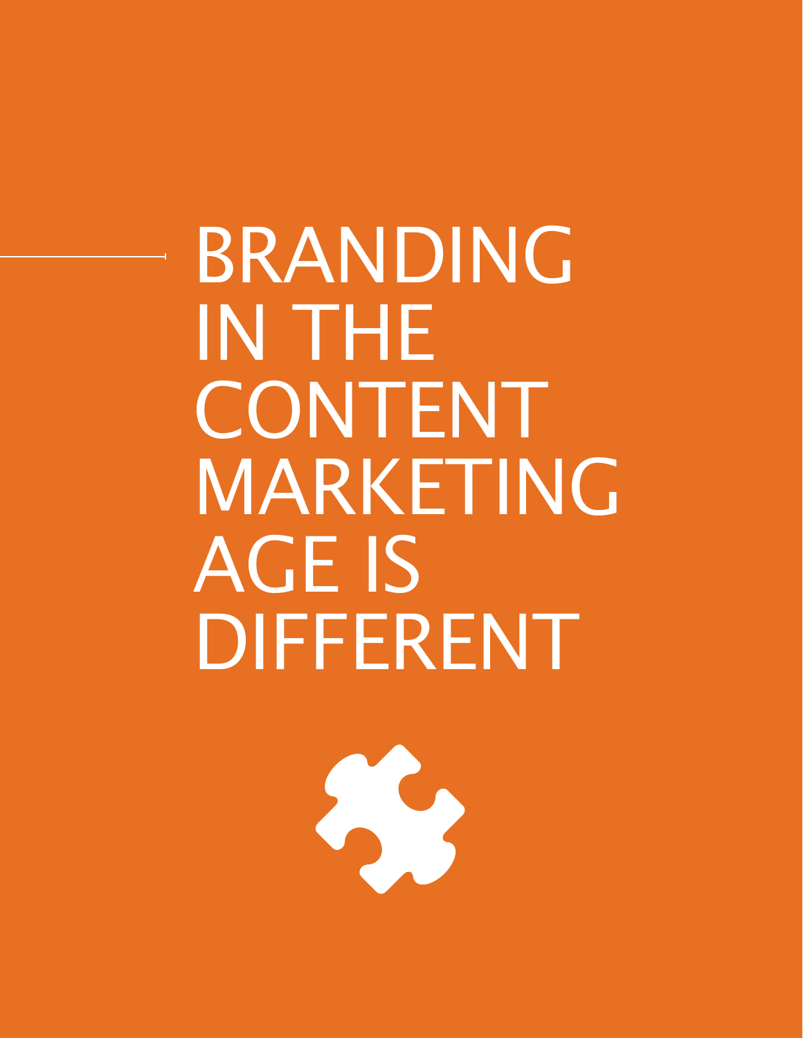# BRANDING IN THE CONTENT MARKETING AGE IS DIFFERENT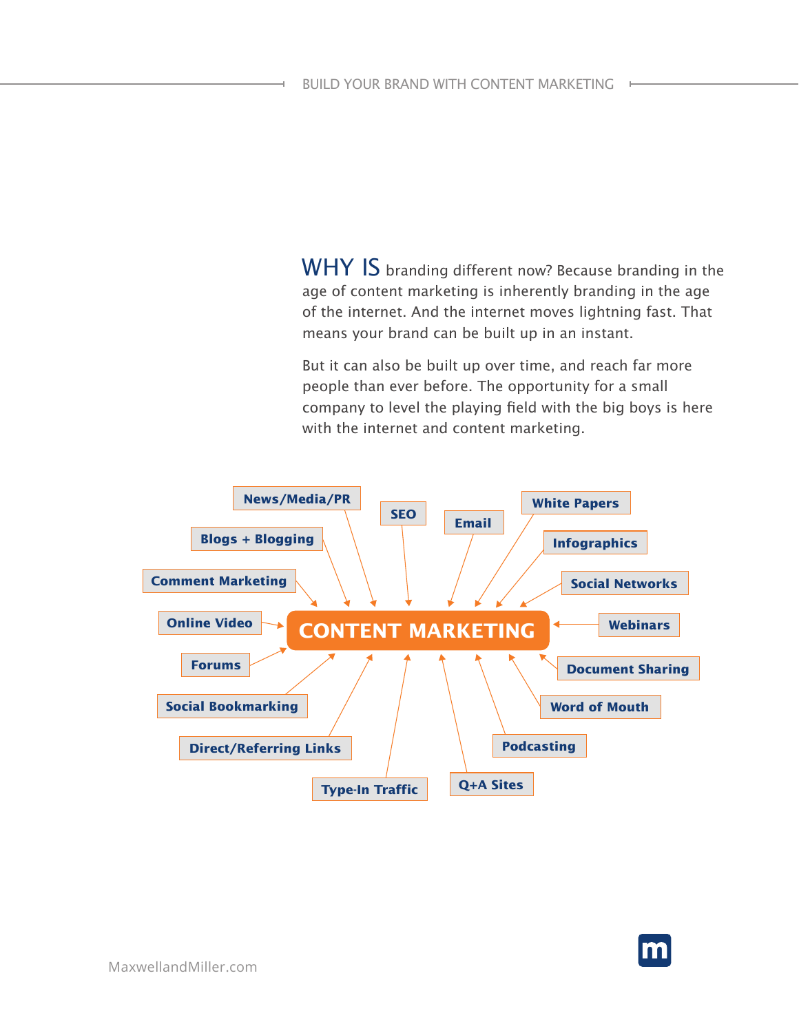**WHY IS** branding different now? Because branding in the age of content marketing is inherently branding in the age of the internet. And the internet moves lightning fast. That means your brand can be built up in an instant.

But it can also be built up over time, and reach far more people than ever before. The opportunity for a small company to level the playing field with the big boys is here with the internet and content marketing.

**CONTENT MARKETING**

- News/Media/PR
- SEO
- Email
- White Papers
- Blogs + Blogging
- Infographics
- Comment Marketing
- Social Networks
- Online Video
- Webinars
- Forums
- Document Sharing
- Social Bookmarking
- Word of Mouth
- Direct/Referring Links
- Podcasting
- Type-In Traffic
- Q+A Sites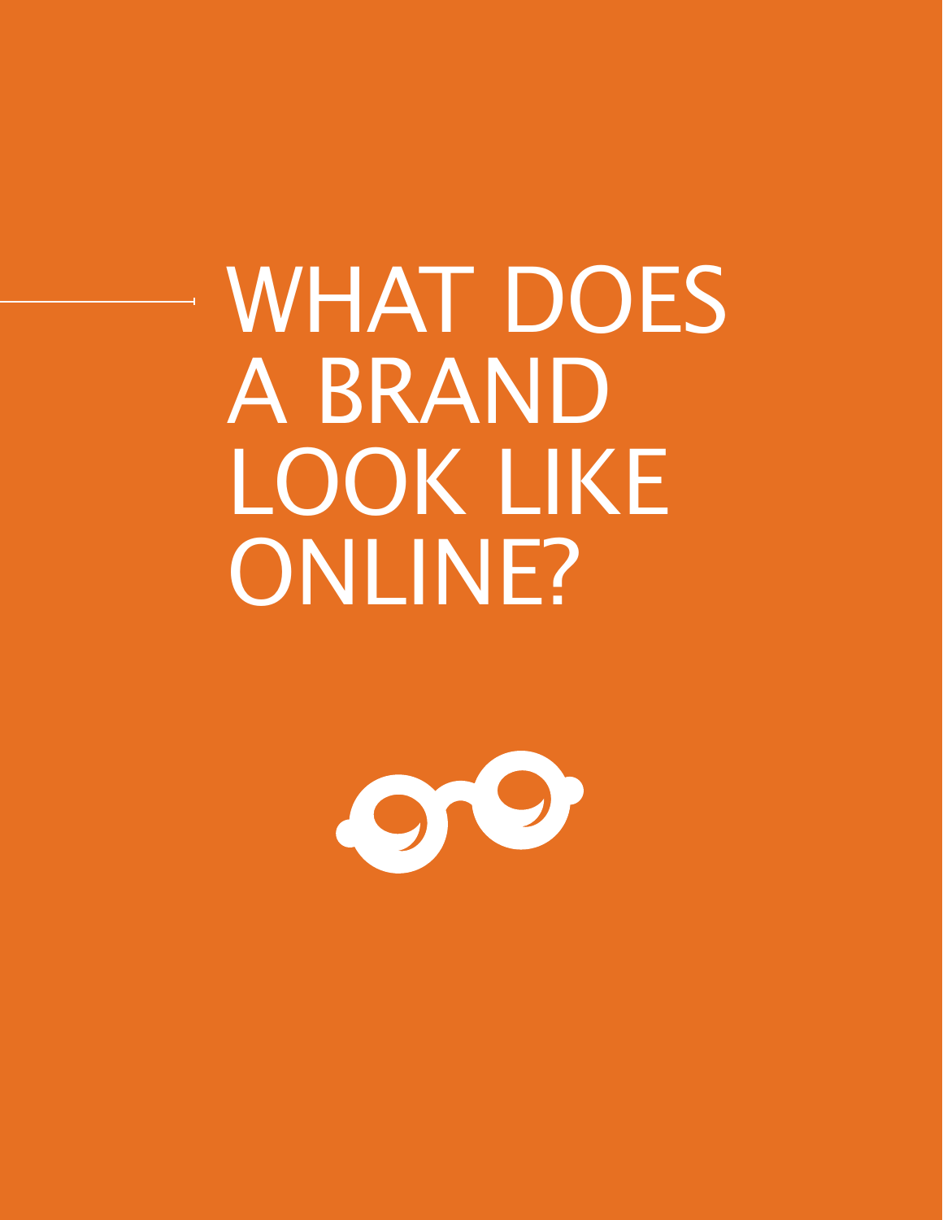# WHAT DOES A BRAND LOOK LIKE ONLINE?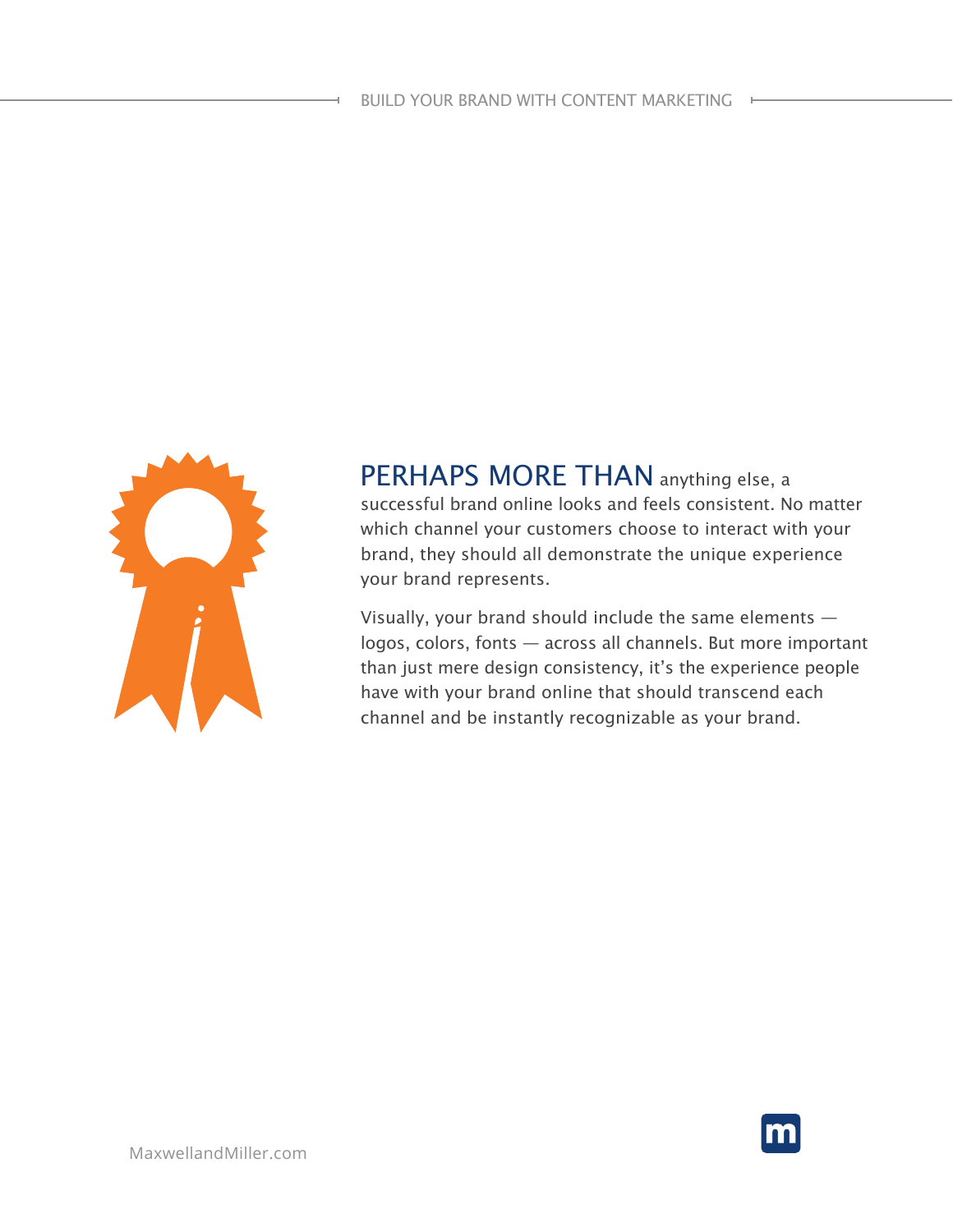**PERHAPS MORE THAN** anything else, a successful brand online looks and feels consistent. No matter which channel your customers choose to interact with your brand, they should all demonstrate the unique experience your brand represents.

Visually, your brand should include the same elements — logos, colors, fonts — across all channels. But more important than just mere design consistency, it's the experience people have with your brand online that should transcend each channel and be instantly recognizable as your brand.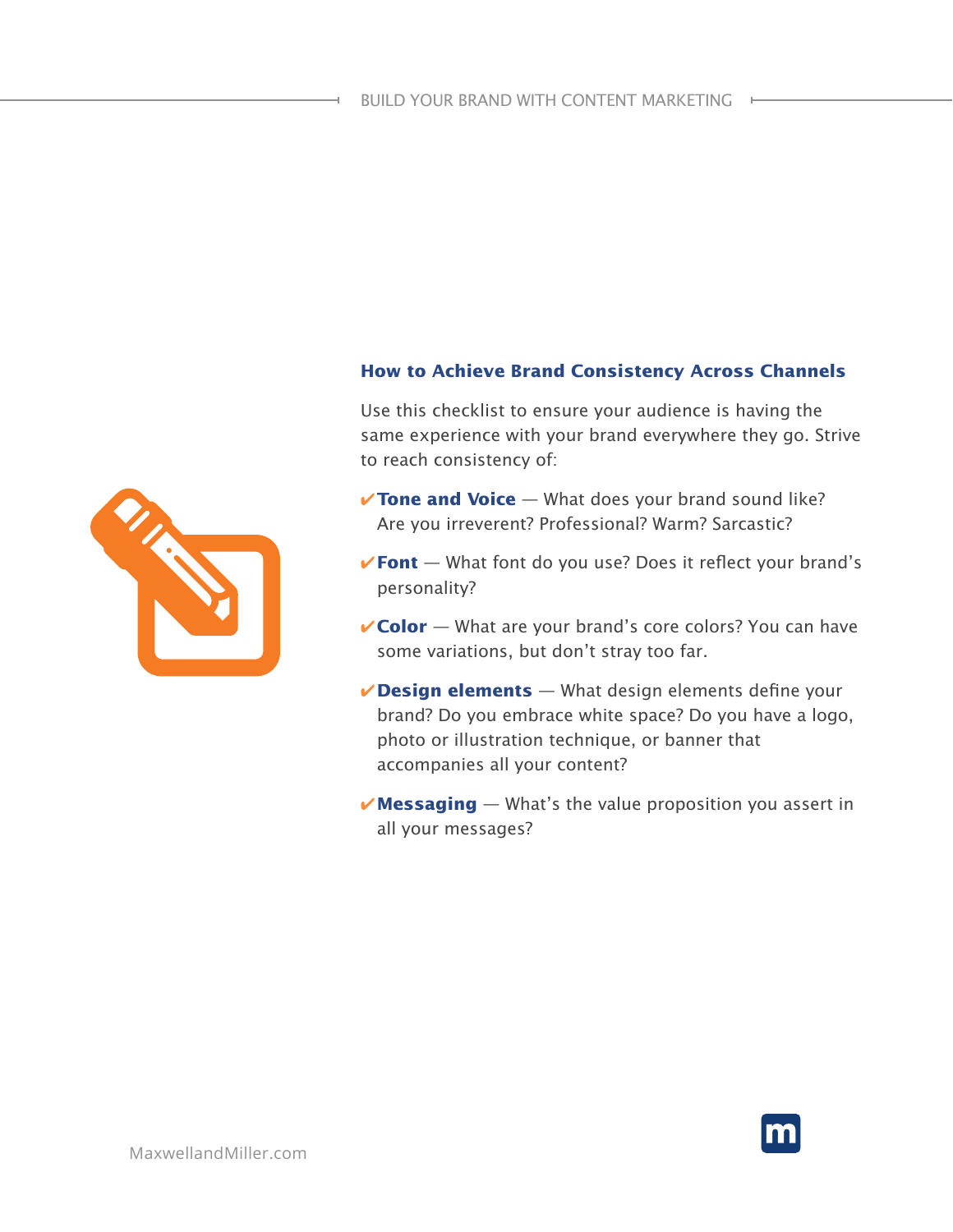## How to Achieve Brand Consistency Across Channels

Use this checklist to ensure your audience is having the same experience with your brand everywhere they go. Strive to reach consistency of:

- ✔ **Tone and Voice** — What does your brand sound like? Are you irreverent? Professional? Warm? Sarcastic?
- ✔ **Font** — What font do you use? Does it reflect your brand's personality?
- ✔ **Color** — What are your brand's core colors? You can have some variations, but don't stray too far.
- ✔ **Design elements** — What design elements define your brand? Do you embrace white space? Do you have a logo, photo or illustration technique, or banner that accompanies all your content?
- ✔ **Messaging** — What's the value proposition you assert in all your messages?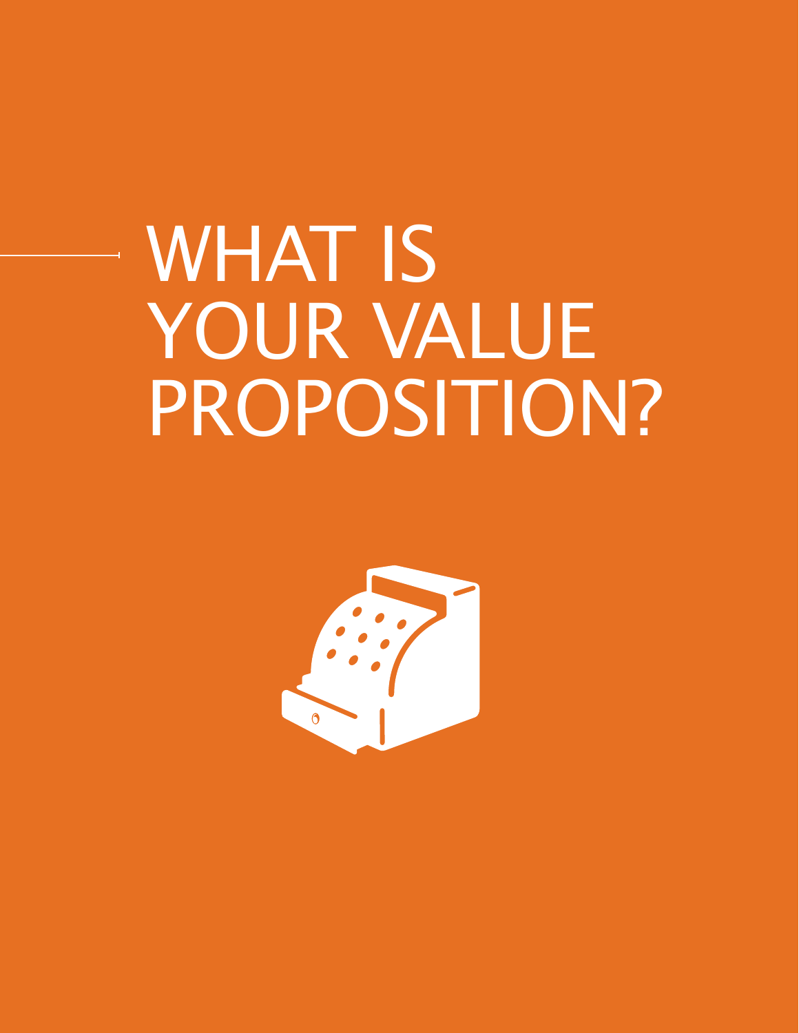# WHAT IS YOUR VALUE PROPOSITION?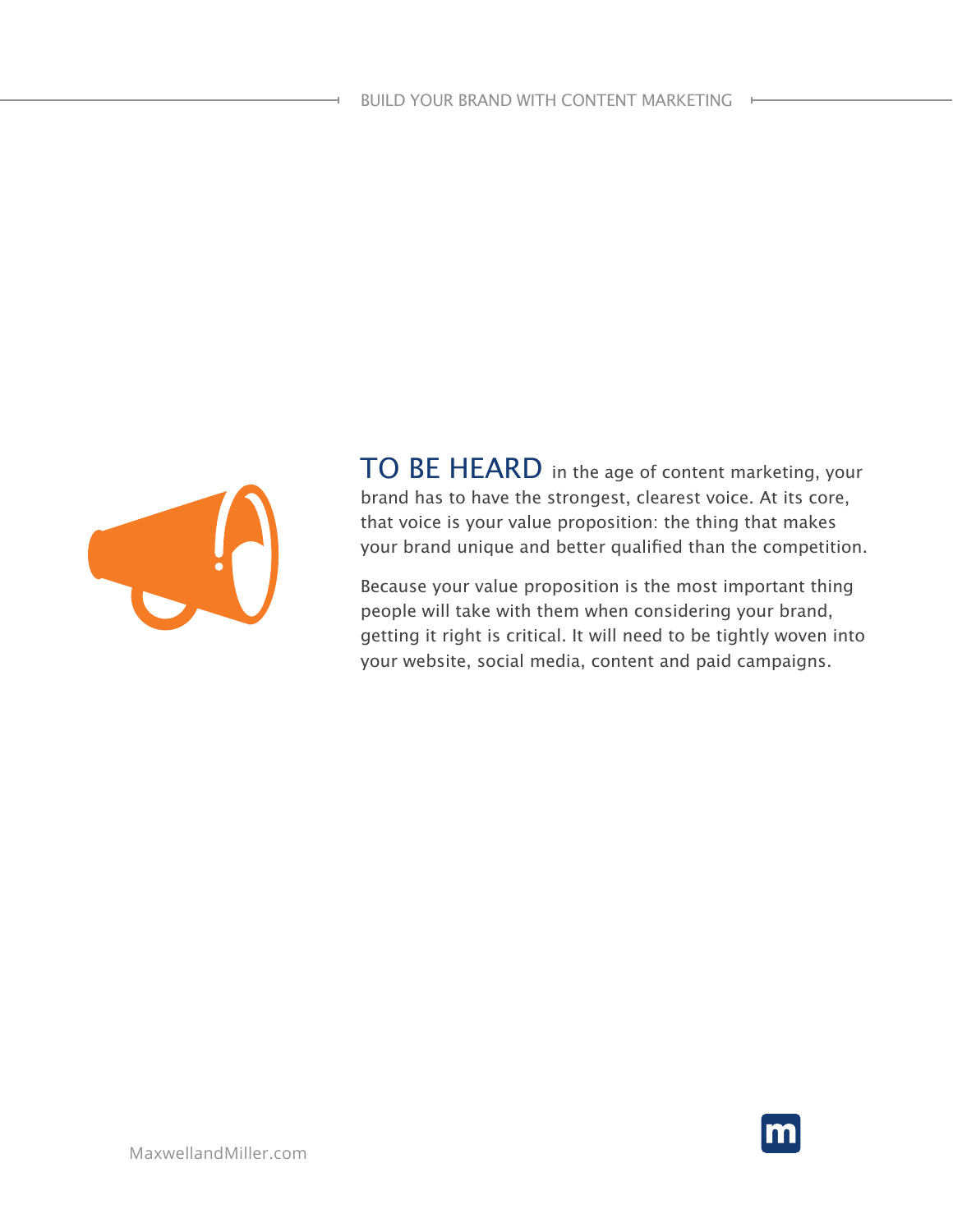**TO BE HEARD** in the age of content marketing, your brand has to have the strongest, clearest voice. At its core, that voice is your value proposition: the thing that makes your brand unique and better qualified than the competition.

Because your value proposition is the most important thing people will take with them when considering your brand, getting it right is critical. It will need to be tightly woven into your website, social media, content and paid campaigns.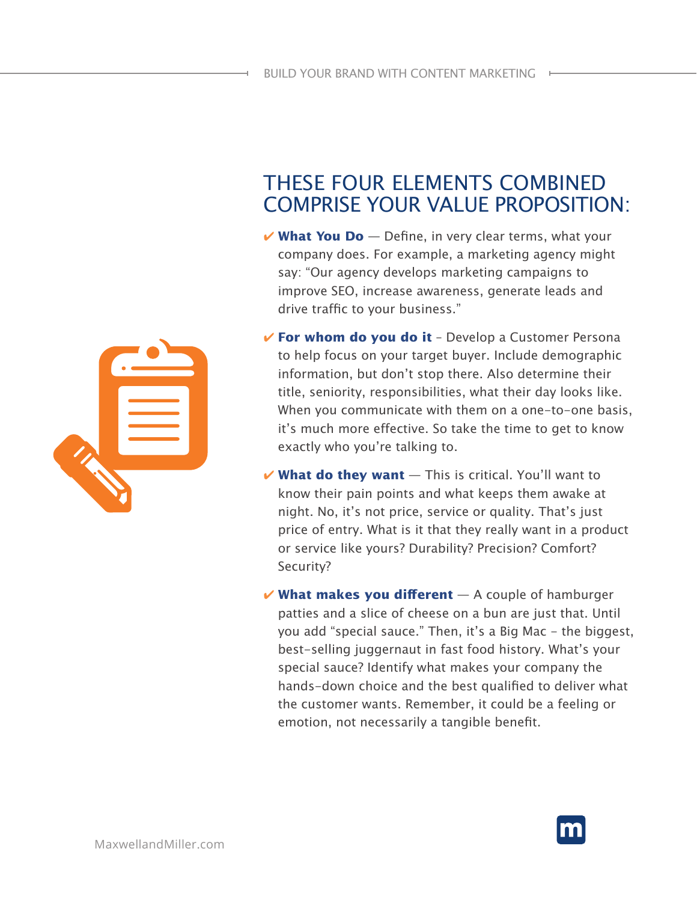## THESE FOUR ELEMENTS COMBINED COMPRISE YOUR VALUE PROPOSITION:

- ✔ **What You Do** — Define, in very clear terms, what your company does. For example, a marketing agency might say: "Our agency develops marketing campaigns to improve SEO, increase awareness, generate leads and drive traffic to your business."

- ✔ **For whom do you do it** – Develop a Customer Persona to help focus on your target buyer. Include demographic information, but don't stop there. Also determine their title, seniority, responsibilities, what their day looks like. When you communicate with them on a one-to-one basis, it's much more effective. So take the time to get to know exactly who you're talking to.

- ✔ **What do they want** — This is critical. You'll want to know their pain points and what keeps them awake at night. No, it's not price, service or quality. That's just price of entry. What is it that they really want in a product or service like yours? Durability? Precision? Comfort? Security?

- ✔ **What makes you different** — A couple of hamburger patties and a slice of cheese on a bun are just that. Until you add "special sauce." Then, it's a Big Mac – the biggest, best-selling juggernaut in fast food history. What's your special sauce? Identify what makes your company the hands-down choice and the best qualified to deliver what the customer wants. Remember, it could be a feeling or emotion, not necessarily a tangible benefit.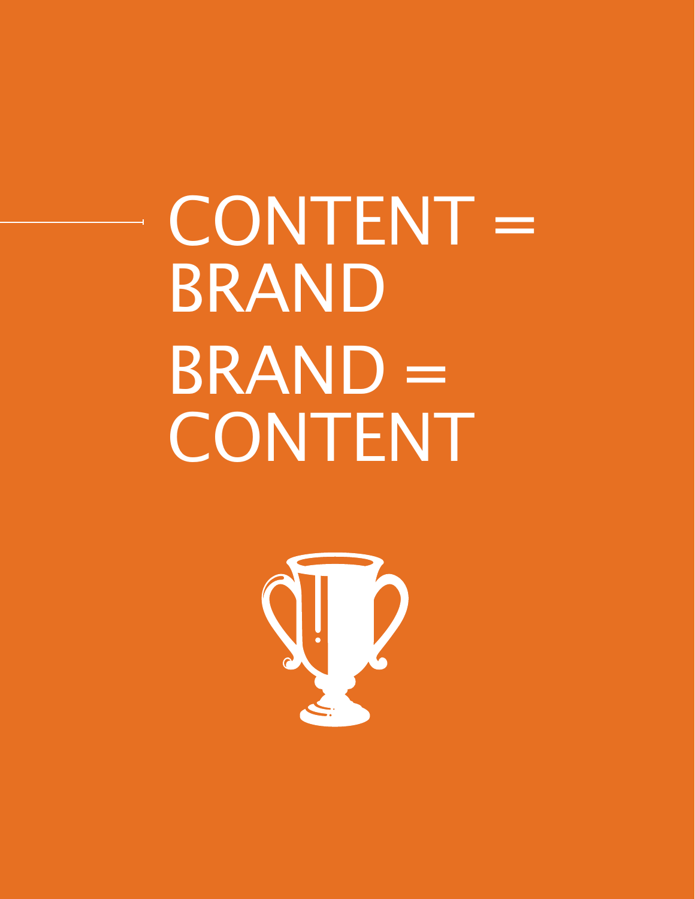# CONTENT = BRAND

# BRAND = CONTENT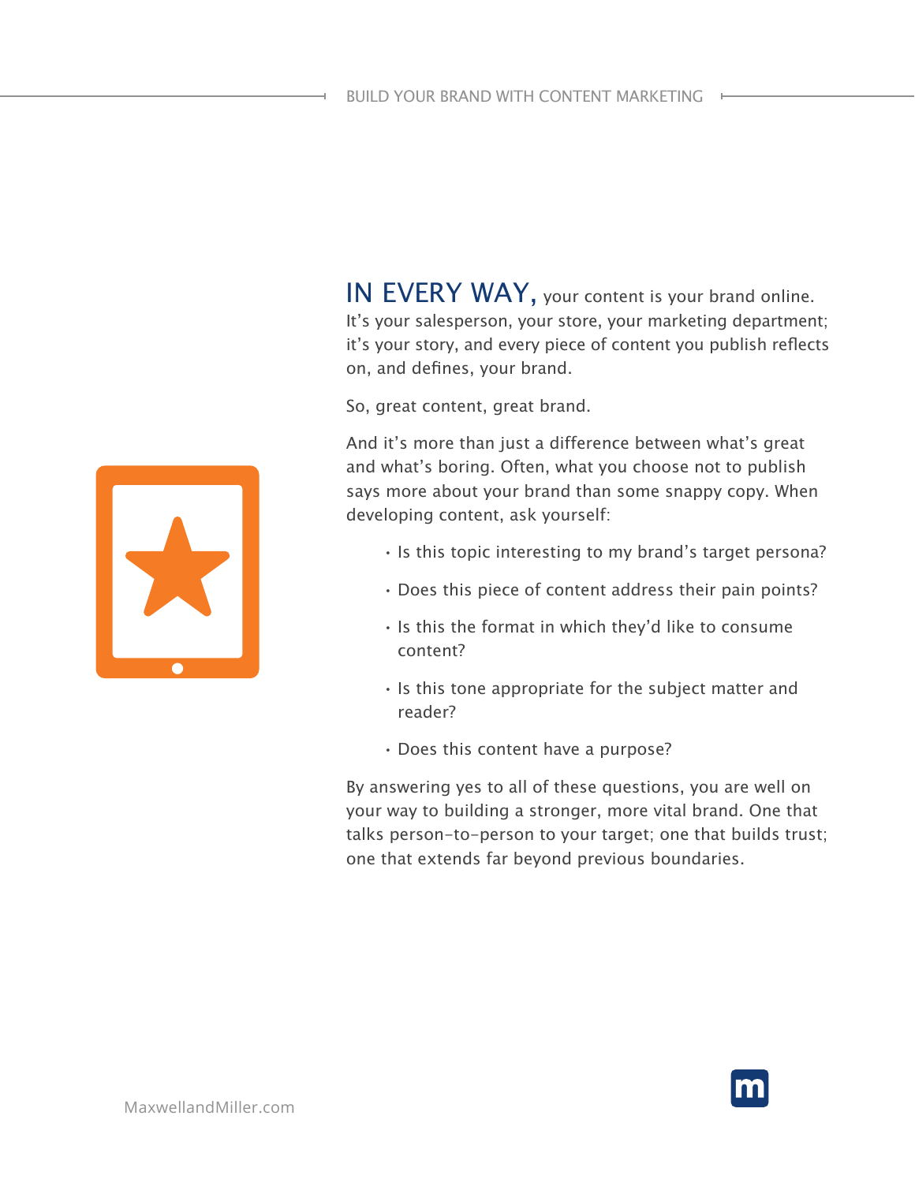**IN EVERY WAY,** your content is your brand online. It's your salesperson, your store, your marketing department; it's your story, and every piece of content you publish reflects on, and defines, your brand.

So, great content, great brand.

And it's more than just a difference between what's great and what's boring. Often, what you choose not to publish says more about your brand than some snappy copy. When developing content, ask yourself:

- Is this topic interesting to my brand's target persona?
- Does this piece of content address their pain points?
- Is this the format in which they'd like to consume content?
- Is this tone appropriate for the subject matter and reader?
- Does this content have a purpose?

By answering yes to all of these questions, you are well on your way to building a stronger, more vital brand. One that talks person-to-person to your target; one that builds trust; one that extends far beyond previous boundaries.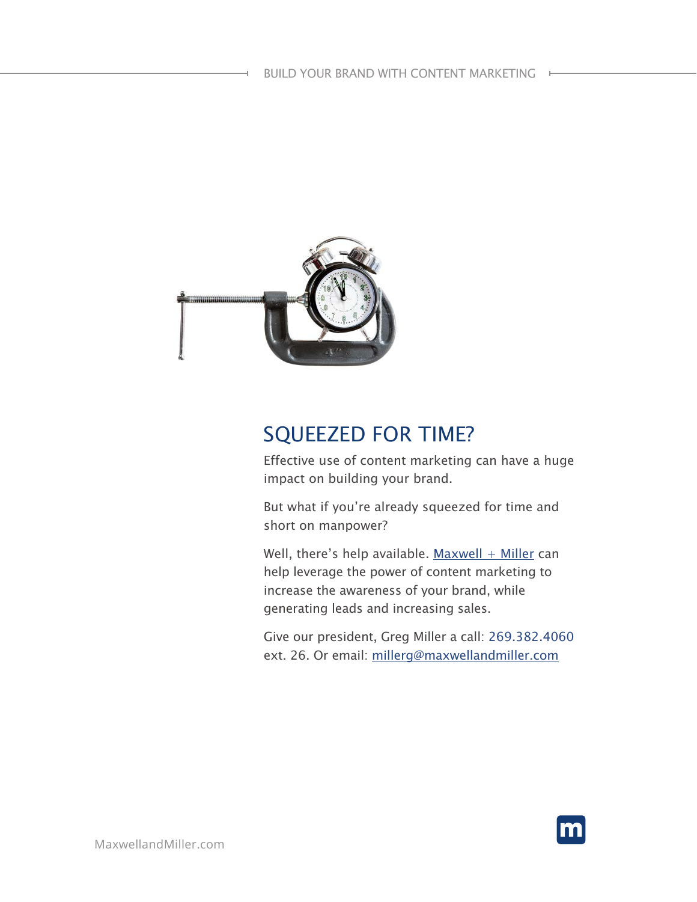## SQUEEZED FOR TIME?

Effective use of content marketing can have a huge impact on building your brand.

But what if you're already squeezed for time and short on manpower?

Well, there's help available. Maxwell + Miller can help leverage the power of content marketing to increase the awareness of your brand, while generating leads and increasing sales.

Give our president, Greg Miller a call: 269.382.4060 ext. 26. Or email: millerg@maxwellandmiller.com